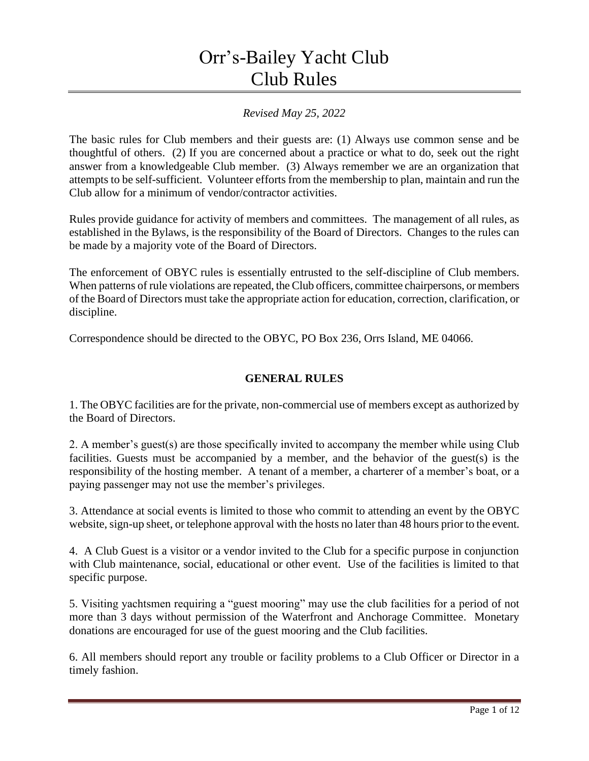# Orr's-Bailey Yacht Club
# Club Rules

*Revised May 25, 2022*

The basic rules for Club members and their guests are: (1) Always use common sense and be thoughtful of others. (2) If you are concerned about a practice or what to do, seek out the right answer from a knowledgeable Club member. (3) Always remember we are an organization that attempts to be self-sufficient. Volunteer efforts from the membership to plan, maintain and run the Club allow for a minimum of vendor/contractor activities.

Rules provide guidance for activity of members and committees. The management of all rules, as established in the Bylaws, is the responsibility of the Board of Directors. Changes to the rules can be made by a majority vote of the Board of Directors.

The enforcement of OBYC rules is essentially entrusted to the self-discipline of Club members. When patterns of rule violations are repeated, the Club officers, committee chairpersons, or members of the Board of Directors must take the appropriate action for education, correction, clarification, or discipline.

Correspondence should be directed to the OBYC, PO Box 236, Orrs Island, ME 04066.

## GENERAL RULES

1. The OBYC facilities are for the private, non-commercial use of members except as authorized by the Board of Directors.

2. A member's guest(s) are those specifically invited to accompany the member while using Club facilities. Guests must be accompanied by a member, and the behavior of the guest(s) is the responsibility of the hosting member. A tenant of a member, a charterer of a member's boat, or a paying passenger may not use the member's privileges.

3. Attendance at social events is limited to those who commit to attending an event by the OBYC website, sign-up sheet, or telephone approval with the hosts no later than 48 hours prior to the event.

4. A Club Guest is a visitor or a vendor invited to the Club for a specific purpose in conjunction with Club maintenance, social, educational or other event. Use of the facilities is limited to that specific purpose.

5. Visiting yachtsmen requiring a "guest mooring" may use the club facilities for a period of not more than 3 days without permission of the Waterfront and Anchorage Committee. Monetary donations are encouraged for use of the guest mooring and the Club facilities.

6. All members should report any trouble or facility problems to a Club Officer or Director in a timely fashion.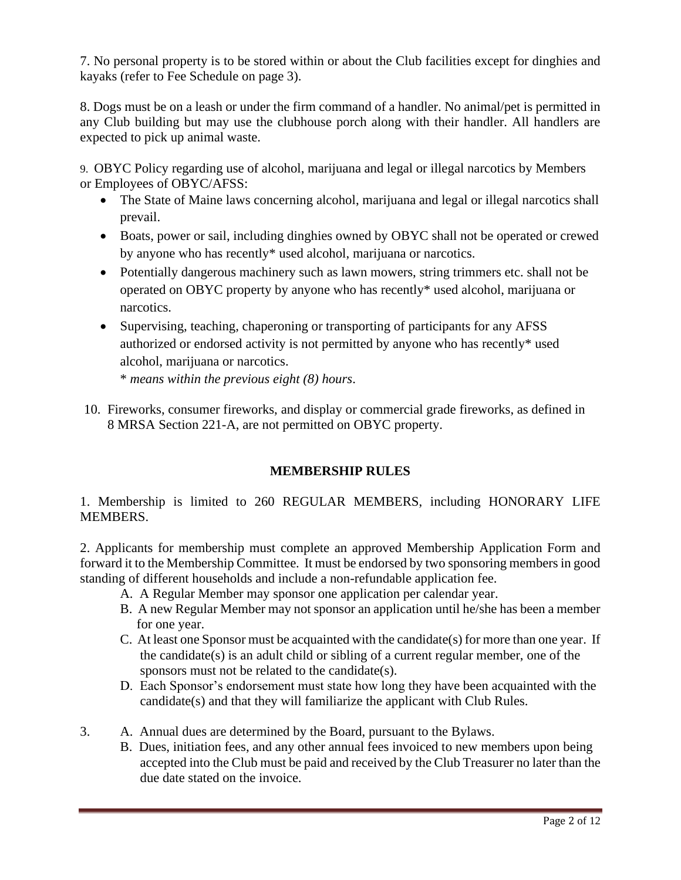7. No personal property is to be stored within or about the Club facilities except for dinghies and kayaks (refer to Fee Schedule on page 3).

8. Dogs must be on a leash or under the firm command of a handler. No animal/pet is permitted in any Club building but may use the clubhouse porch along with their handler. All handlers are expected to pick up animal waste.

9. OBYC Policy regarding use of alcohol, marijuana and legal or illegal narcotics by Members or Employees of OBYC/AFSS:

- The State of Maine laws concerning alcohol, marijuana and legal or illegal narcotics shall prevail.
- Boats, power or sail, including dinghies owned by OBYC shall not be operated or crewed by anyone who has recently* used alcohol, marijuana or narcotics.
- Potentially dangerous machinery such as lawn mowers, string trimmers etc. shall not be operated on OBYC property by anyone who has recently* used alcohol, marijuana or narcotics.
- Supervising, teaching, chaperoning or transporting of participants for any AFSS authorized or endorsed activity is not permitted by anyone who has recently* used alcohol, marijuana or narcotics.

  *\* means within the previous eight (8) hours*.

10. Fireworks, consumer fireworks, and display or commercial grade fireworks, as defined in 8 MRSA Section 221-A, are not permitted on OBYC property.

## MEMBERSHIP RULES

1. Membership is limited to 260 REGULAR MEMBERS, including HONORARY LIFE MEMBERS.

2. Applicants for membership must complete an approved Membership Application Form and forward it to the Membership Committee. It must be endorsed by two sponsoring members in good standing of different households and include a non-refundable application fee.

   A. A Regular Member may sponsor one application per calendar year.

   B. A new Regular Member may not sponsor an application until he/she has been a member for one year.

   C. At least one Sponsor must be acquainted with the candidate(s) for more than one year. If the candidate(s) is an adult child or sibling of a current regular member, one of the sponsors must not be related to the candidate(s).

   D. Each Sponsor's endorsement must state how long they have been acquainted with the candidate(s) and that they will familiarize the applicant with Club Rules.

3. A. Annual dues are determined by the Board, pursuant to the Bylaws.

   B. Dues, initiation fees, and any other annual fees invoiced to new members upon being accepted into the Club must be paid and received by the Club Treasurer no later than the due date stated on the invoice.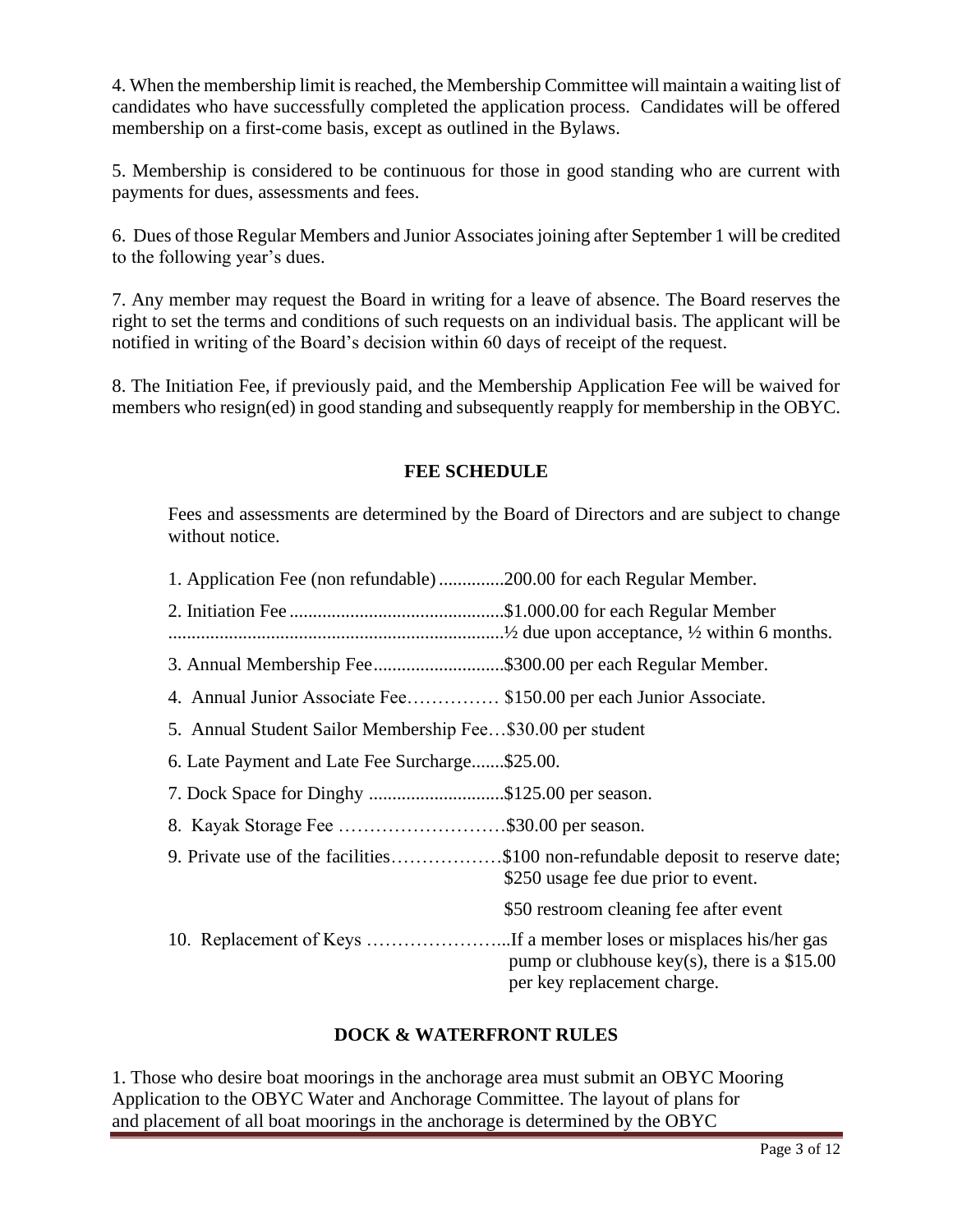4. When the membership limit is reached, the Membership Committee will maintain a waiting list of candidates who have successfully completed the application process. Candidates will be offered membership on a first-come basis, except as outlined in the Bylaws.

5. Membership is considered to be continuous for those in good standing who are current with payments for dues, assessments and fees.

6. Dues of those Regular Members and Junior Associates joining after September 1 will be credited to the following year's dues.

7. Any member may request the Board in writing for a leave of absence. The Board reserves the right to set the terms and conditions of such requests on an individual basis. The applicant will be notified in writing of the Board's decision within 60 days of receipt of the request.

8. The Initiation Fee, if previously paid, and the Membership Application Fee will be waived for members who resign(ed) in good standing and subsequently reapply for membership in the OBYC.

## FEE SCHEDULE

Fees and assessments are determined by the Board of Directors and are subject to change without notice.

1. Application Fee (non refundable) ..............200.00 for each Regular Member.
2. Initiation Fee ..............................................$1.000.00 for each Regular Member ........................................................................½ due upon acceptance, ½ within 6 months.
3. Annual Membership Fee............................$300.00 per each Regular Member.
4. Annual Junior Associate Fee…………… $150.00 per each Junior Associate.
5. Annual Student Sailor Membership Fee…$30.00 per student
6. Late Payment and Late Fee Surcharge.......$25.00.
7. Dock Space for Dinghy .............................$125.00 per season.
8. Kayak Storage Fee ………………………$30.00 per season.
9. Private use of the facilities………………$100 non-refundable deposit to reserve date; $250 usage fee due prior to event.

   $50 restroom cleaning fee after event
10. Replacement of Keys …………………...If a member loses or misplaces his/her gas pump or clubhouse key(s), there is a $15.00 per key replacement charge.

## DOCK & WATERFRONT RULES

1. Those who desire boat moorings in the anchorage area must submit an OBYC Mooring Application to the OBYC Water and Anchorage Committee. The layout of plans for and placement of all boat moorings in the anchorage is determined by the OBYC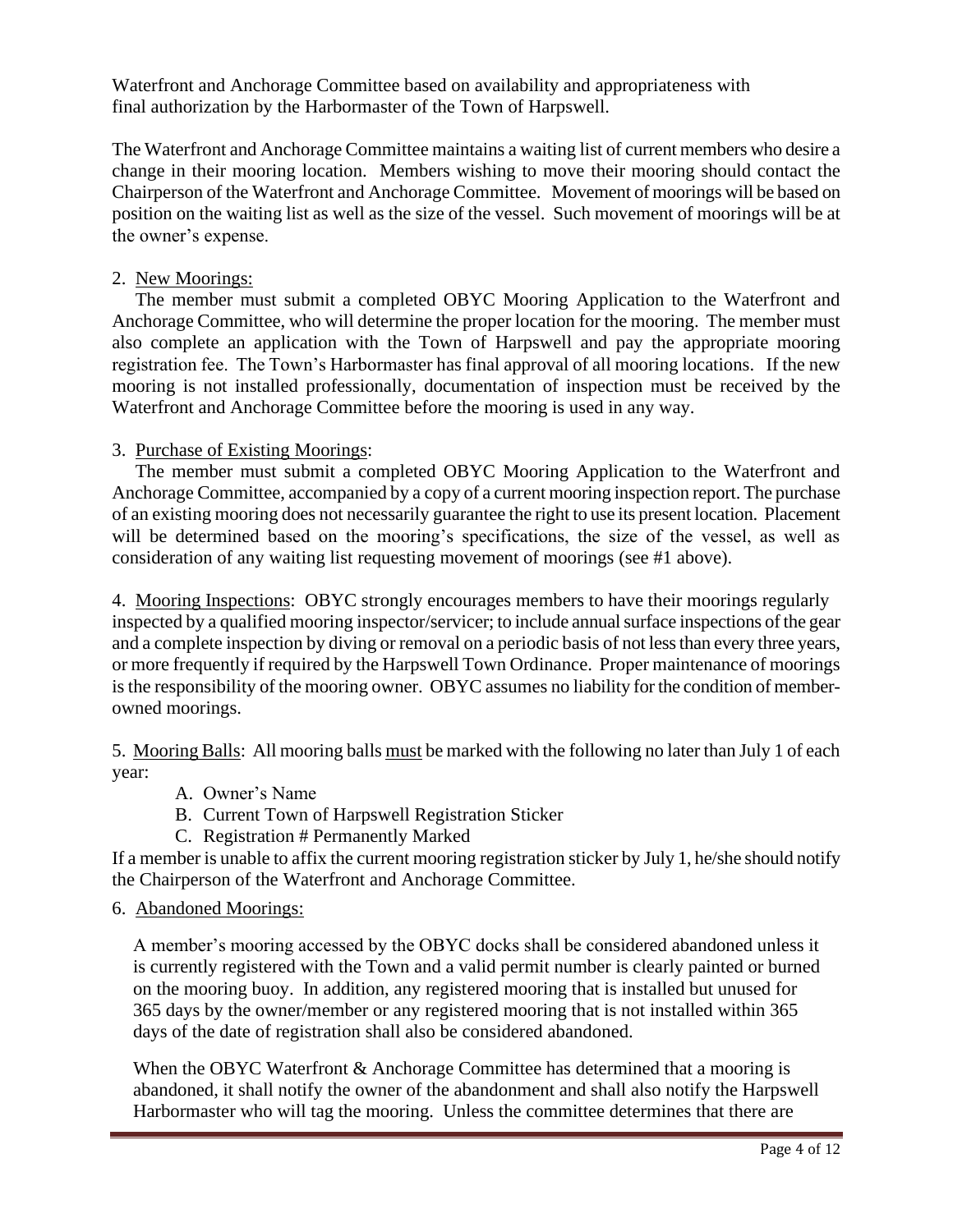Waterfront and Anchorage Committee based on availability and appropriateness with final authorization by the Harbormaster of the Town of Harpswell.

The Waterfront and Anchorage Committee maintains a waiting list of current members who desire a change in their mooring location. Members wishing to move their mooring should contact the Chairperson of the Waterfront and Anchorage Committee. Movement of moorings will be based on position on the waiting list as well as the size of the vessel. Such movement of moorings will be at the owner's expense.

2. New Moorings:

The member must submit a completed OBYC Mooring Application to the Waterfront and Anchorage Committee, who will determine the proper location for the mooring. The member must also complete an application with the Town of Harpswell and pay the appropriate mooring registration fee. The Town's Harbormaster has final approval of all mooring locations. If the new mooring is not installed professionally, documentation of inspection must be received by the Waterfront and Anchorage Committee before the mooring is used in any way.

3. Purchase of Existing Moorings:

The member must submit a completed OBYC Mooring Application to the Waterfront and Anchorage Committee, accompanied by a copy of a current mooring inspection report. The purchase of an existing mooring does not necessarily guarantee the right to use its present location. Placement will be determined based on the mooring's specifications, the size of the vessel, as well as consideration of any waiting list requesting movement of moorings (see #1 above).

4. Mooring Inspections: OBYC strongly encourages members to have their moorings regularly inspected by a qualified mooring inspector/servicer; to include annual surface inspections of the gear and a complete inspection by diving or removal on a periodic basis of not less than every three years, or more frequently if required by the Harpswell Town Ordinance. Proper maintenance of moorings is the responsibility of the mooring owner. OBYC assumes no liability for the condition of member-owned moorings.

5. Mooring Balls: All mooring balls must be marked with the following no later than July 1 of each year:

   A. Owner's Name
   B. Current Town of Harpswell Registration Sticker
   C. Registration # Permanently Marked

If a member is unable to affix the current mooring registration sticker by July 1, he/she should notify the Chairperson of the Waterfront and Anchorage Committee.

6. Abandoned Moorings:

A member's mooring accessed by the OBYC docks shall be considered abandoned unless it is currently registered with the Town and a valid permit number is clearly painted or burned on the mooring buoy. In addition, any registered mooring that is installed but unused for 365 days by the owner/member or any registered mooring that is not installed within 365 days of the date of registration shall also be considered abandoned.

When the OBYC Waterfront & Anchorage Committee has determined that a mooring is abandoned, it shall notify the owner of the abandonment and shall also notify the Harpswell Harbormaster who will tag the mooring. Unless the committee determines that there are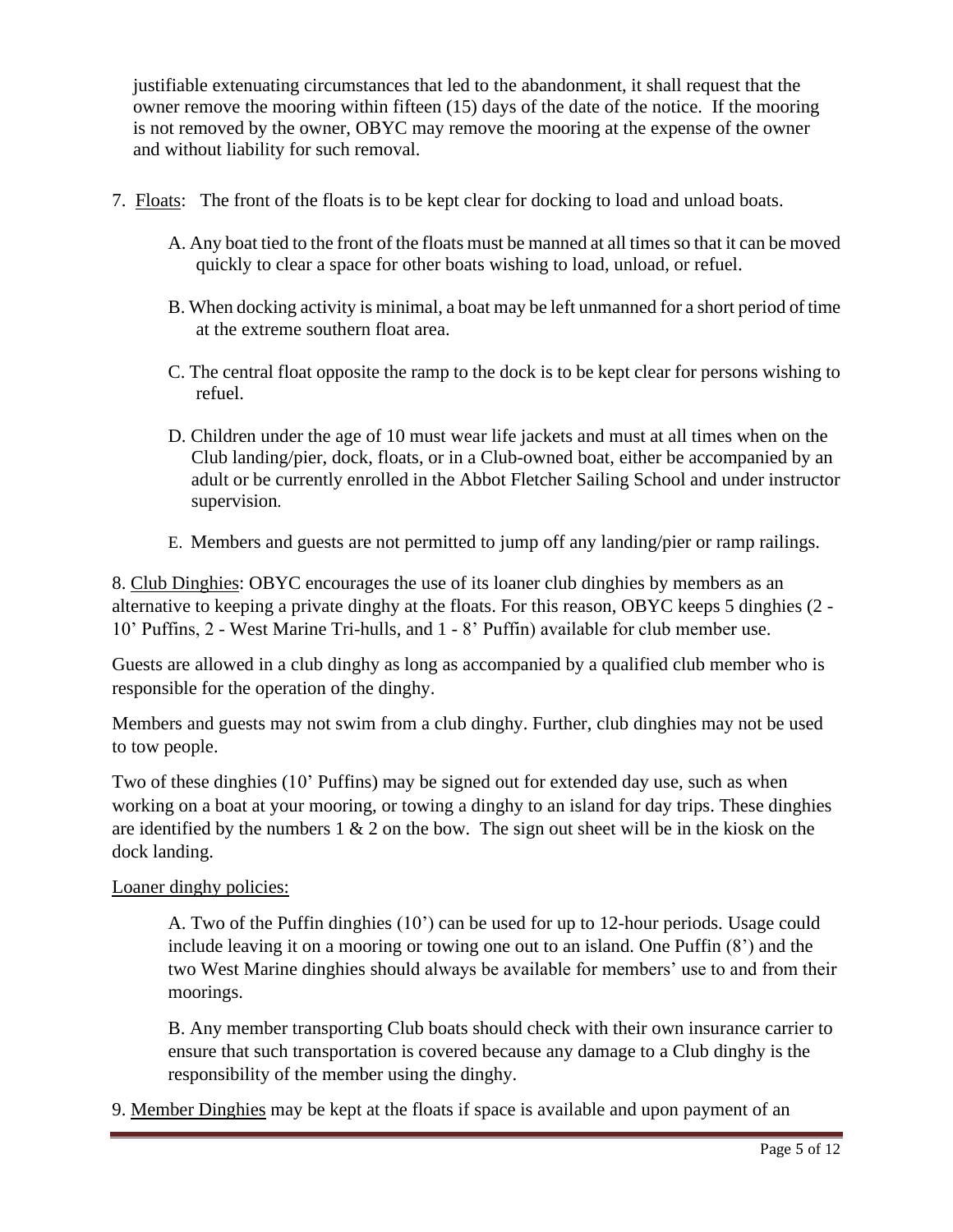justifiable extenuating circumstances that led to the abandonment, it shall request that the owner remove the mooring within fifteen (15) days of the date of the notice. If the mooring is not removed by the owner, OBYC may remove the mooring at the expense of the owner and without liability for such removal.

7. Floats: The front of the floats is to be kept clear for docking to load and unload boats.

   A. Any boat tied to the front of the floats must be manned at all times so that it can be moved quickly to clear a space for other boats wishing to load, unload, or refuel.

   B. When docking activity is minimal, a boat may be left unmanned for a short period of time at the extreme southern float area.

   C. The central float opposite the ramp to the dock is to be kept clear for persons wishing to refuel.

   D. Children under the age of 10 must wear life jackets and must at all times when on the Club landing/pier, dock, floats, or in a Club-owned boat, either be accompanied by an adult or be currently enrolled in the Abbot Fletcher Sailing School and under instructor supervision.

   E. Members and guests are not permitted to jump off any landing/pier or ramp railings.

8. Club Dinghies: OBYC encourages the use of its loaner club dinghies by members as an alternative to keeping a private dinghy at the floats. For this reason, OBYC keeps 5 dinghies (2 - 10' Puffins, 2 - West Marine Tri-hulls, and 1 - 8' Puffin) available for club member use.

Guests are allowed in a club dinghy as long as accompanied by a qualified club member who is responsible for the operation of the dinghy.

Members and guests may not swim from a club dinghy. Further, club dinghies may not be used to tow people.

Two of these dinghies (10' Puffins) may be signed out for extended day use, such as when working on a boat at your mooring, or towing a dinghy to an island for day trips. These dinghies are identified by the numbers 1 & 2 on the bow. The sign out sheet will be in the kiosk on the dock landing.

Loaner dinghy policies:

A. Two of the Puffin dinghies (10') can be used for up to 12-hour periods. Usage could include leaving it on a mooring or towing one out to an island. One Puffin (8') and the two West Marine dinghies should always be available for members' use to and from their moorings.

B. Any member transporting Club boats should check with their own insurance carrier to ensure that such transportation is covered because any damage to a Club dinghy is the responsibility of the member using the dinghy.

9. Member Dinghies may be kept at the floats if space is available and upon payment of an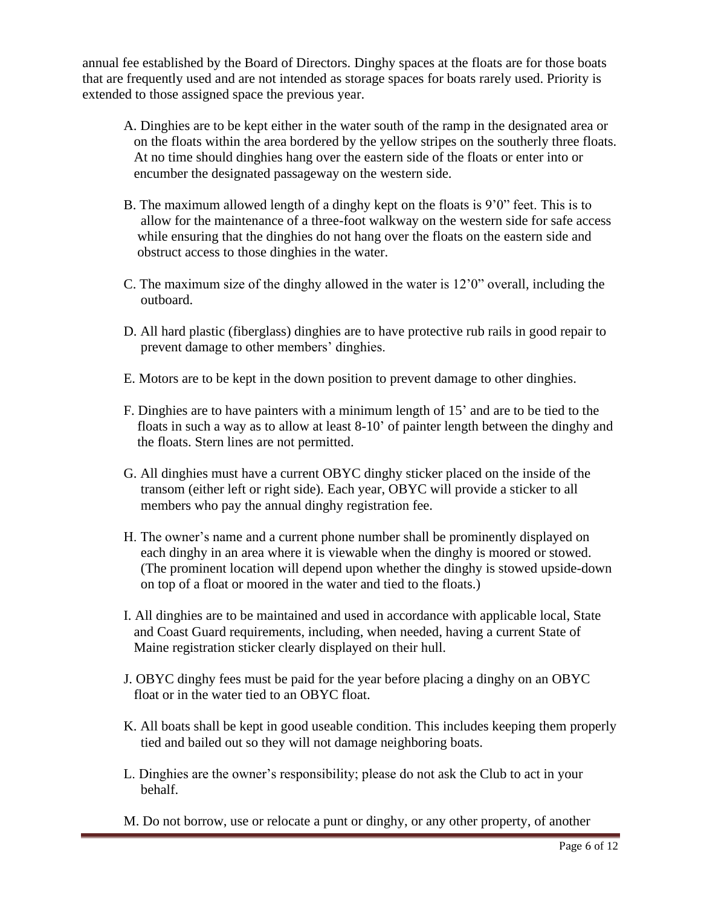annual fee established by the Board of Directors. Dinghy spaces at the floats are for those boats that are frequently used and are not intended as storage spaces for boats rarely used. Priority is extended to those assigned space the previous year.

A. Dinghies are to be kept either in the water south of the ramp in the designated area or on the floats within the area bordered by the yellow stripes on the southerly three floats. At no time should dinghies hang over the eastern side of the floats or enter into or encumber the designated passageway on the western side.

B. The maximum allowed length of a dinghy kept on the floats is 9’0” feet. This is to allow for the maintenance of a three-foot walkway on the western side for safe access while ensuring that the dinghies do not hang over the floats on the eastern side and obstruct access to those dinghies in the water.

C. The maximum size of the dinghy allowed in the water is 12’0” overall, including the outboard.

D. All hard plastic (fiberglass) dinghies are to have protective rub rails in good repair to prevent damage to other members’ dinghies.

E. Motors are to be kept in the down position to prevent damage to other dinghies.

F. Dinghies are to have painters with a minimum length of 15’ and are to be tied to the floats in such a way as to allow at least 8-10’ of painter length between the dinghy and the floats. Stern lines are not permitted.

G. All dinghies must have a current OBYC dinghy sticker placed on the inside of the transom (either left or right side). Each year, OBYC will provide a sticker to all members who pay the annual dinghy registration fee.

H. The owner’s name and a current phone number shall be prominently displayed on each dinghy in an area where it is viewable when the dinghy is moored or stowed. (The prominent location will depend upon whether the dinghy is stowed upside-down on top of a float or moored in the water and tied to the floats.)

I. All dinghies are to be maintained and used in accordance with applicable local, State and Coast Guard requirements, including, when needed, having a current State of Maine registration sticker clearly displayed on their hull.

J. OBYC dinghy fees must be paid for the year before placing a dinghy on an OBYC float or in the water tied to an OBYC float.

K. All boats shall be kept in good useable condition. This includes keeping them properly tied and bailed out so they will not damage neighboring boats.

L. Dinghies are the owner’s responsibility; please do not ask the Club to act in your behalf.

M. Do not borrow, use or relocate a punt or dinghy, or any other property, of another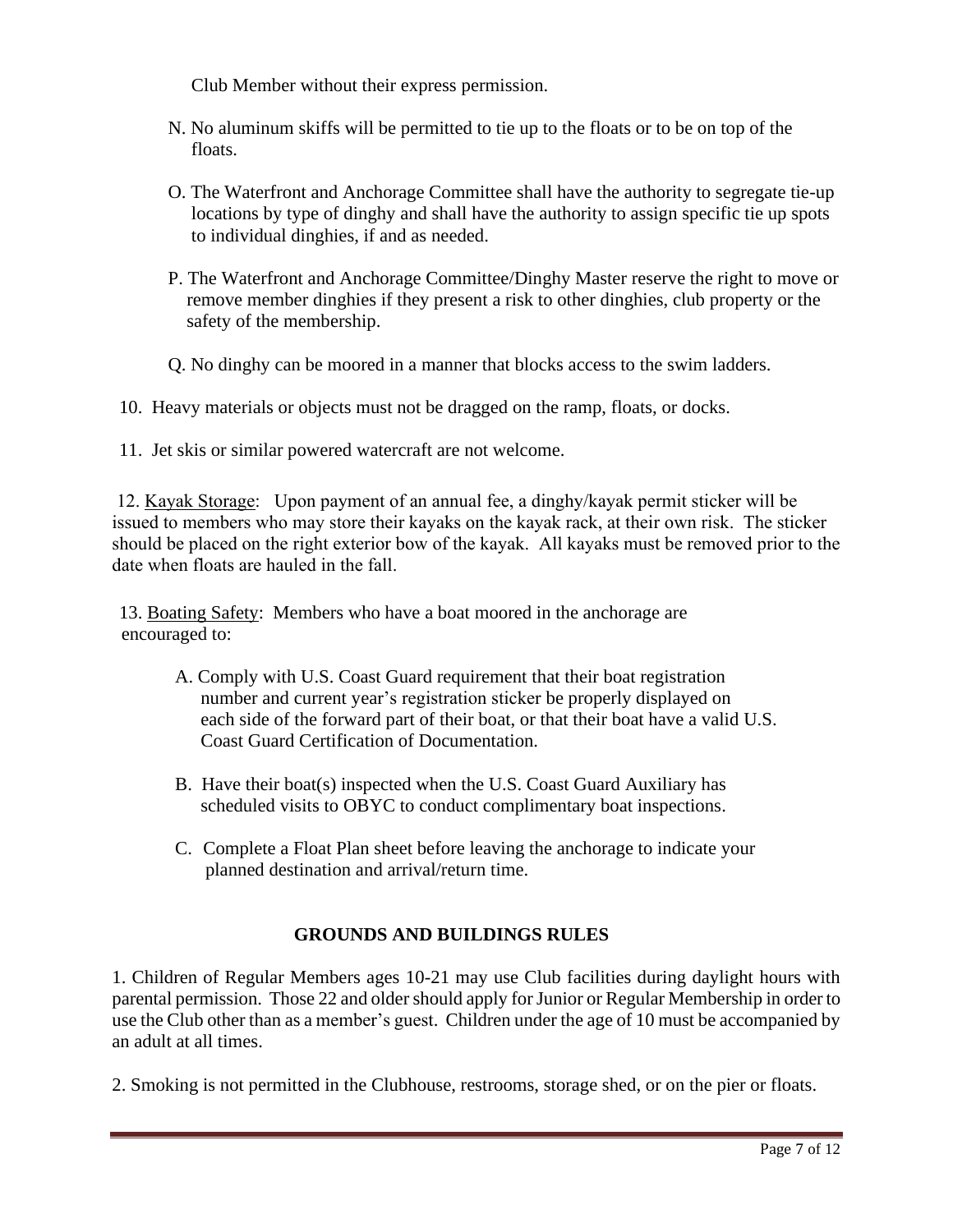Club Member without their express permission.

N. No aluminum skiffs will be permitted to tie up to the floats or to be on top of the floats.

O. The Waterfront and Anchorage Committee shall have the authority to segregate tie-up locations by type of dinghy and shall have the authority to assign specific tie up spots to individual dinghies, if and as needed.

P. The Waterfront and Anchorage Committee/Dinghy Master reserve the right to move or remove member dinghies if they present a risk to other dinghies, club property or the safety of the membership.

Q. No dinghy can be moored in a manner that blocks access to the swim ladders.

10. Heavy materials or objects must not be dragged on the ramp, floats, or docks.

11. Jet skis or similar powered watercraft are not welcome.

12. <u>Kayak Storage</u>: Upon payment of an annual fee, a dinghy/kayak permit sticker will be issued to members who may store their kayaks on the kayak rack, at their own risk. The sticker should be placed on the right exterior bow of the kayak. All kayaks must be removed prior to the date when floats are hauled in the fall.

13. <u>Boating Safety</u>: Members who have a boat moored in the anchorage are encouraged to:

A. Comply with U.S. Coast Guard requirement that their boat registration number and current year's registration sticker be properly displayed on each side of the forward part of their boat, or that their boat have a valid U.S. Coast Guard Certification of Documentation.

B. Have their boat(s) inspected when the U.S. Coast Guard Auxiliary has scheduled visits to OBYC to conduct complimentary boat inspections.

C. Complete a Float Plan sheet before leaving the anchorage to indicate your planned destination and arrival/return time.

## GROUNDS AND BUILDINGS RULES

1. Children of Regular Members ages 10-21 may use Club facilities during daylight hours with parental permission. Those 22 and older should apply for Junior or Regular Membership in order to use the Club other than as a member's guest. Children under the age of 10 must be accompanied by an adult at all times.

2. Smoking is not permitted in the Clubhouse, restrooms, storage shed, or on the pier or floats.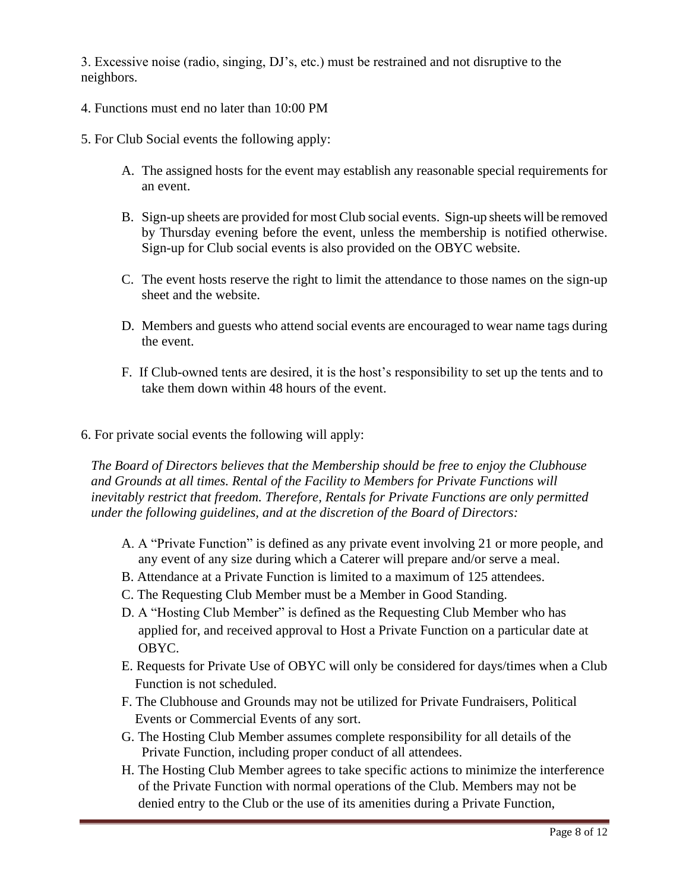3. Excessive noise (radio, singing, DJ's, etc.) must be restrained and not disruptive to the neighbors.

4. Functions must end no later than 10:00 PM

5. For Club Social events the following apply:

   A. The assigned hosts for the event may establish any reasonable special requirements for an event.

   B. Sign-up sheets are provided for most Club social events. Sign-up sheets will be removed by Thursday evening before the event, unless the membership is notified otherwise. Sign-up for Club social events is also provided on the OBYC website.

   C. The event hosts reserve the right to limit the attendance to those names on the sign-up sheet and the website.

   D. Members and guests who attend social events are encouraged to wear name tags during the event.

   F. If Club-owned tents are desired, it is the host's responsibility to set up the tents and to take them down within 48 hours of the event.

6. For private social events the following will apply:

*The Board of Directors believes that the Membership should be free to enjoy the Clubhouse and Grounds at all times. Rental of the Facility to Members for Private Functions will inevitably restrict that freedom. Therefore, Rentals for Private Functions are only permitted under the following guidelines, and at the discretion of the Board of Directors:*

   A. A "Private Function" is defined as any private event involving 21 or more people, and any event of any size during which a Caterer will prepare and/or serve a meal.
   B. Attendance at a Private Function is limited to a maximum of 125 attendees.
   C. The Requesting Club Member must be a Member in Good Standing.
   D. A "Hosting Club Member" is defined as the Requesting Club Member who has applied for, and received approval to Host a Private Function on a particular date at OBYC.
   E. Requests for Private Use of OBYC will only be considered for days/times when a Club Function is not scheduled.
   F. The Clubhouse and Grounds may not be utilized for Private Fundraisers, Political Events or Commercial Events of any sort.
   G. The Hosting Club Member assumes complete responsibility for all details of the Private Function, including proper conduct of all attendees.
   H. The Hosting Club Member agrees to take specific actions to minimize the interference of the Private Function with normal operations of the Club. Members may not be denied entry to the Club or the use of its amenities during a Private Function,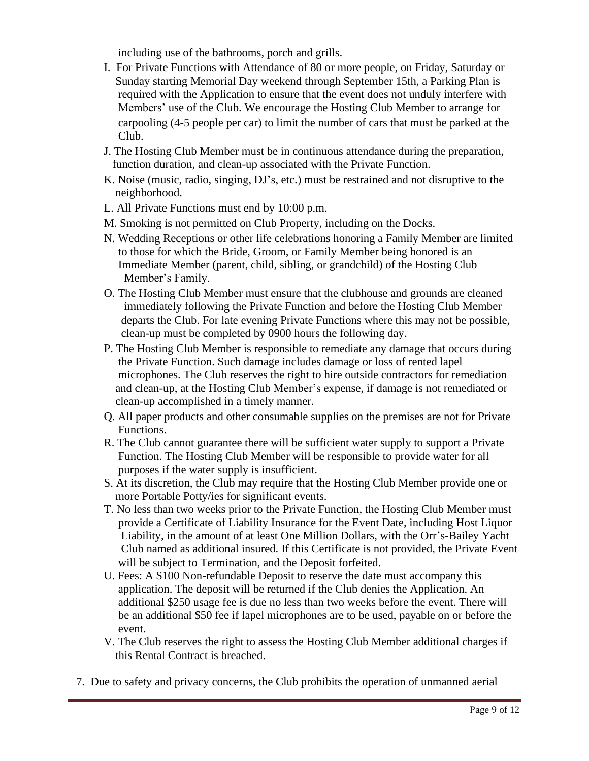including use of the bathrooms, porch and grills.

I. For Private Functions with Attendance of 80 or more people, on Friday, Saturday or Sunday starting Memorial Day weekend through September 15th, a Parking Plan is required with the Application to ensure that the event does not unduly interfere with Members' use of the Club. We encourage the Hosting Club Member to arrange for carpooling (4-5 people per car) to limit the number of cars that must be parked at the Club.

J. The Hosting Club Member must be in continuous attendance during the preparation, function duration, and clean-up associated with the Private Function.

K. Noise (music, radio, singing, DJ's, etc.) must be restrained and not disruptive to the neighborhood.

L. All Private Functions must end by 10:00 p.m.

M. Smoking is not permitted on Club Property, including on the Docks.

N. Wedding Receptions or other life celebrations honoring a Family Member are limited to those for which the Bride, Groom, or Family Member being honored is an Immediate Member (parent, child, sibling, or grandchild) of the Hosting Club Member's Family.

O. The Hosting Club Member must ensure that the clubhouse and grounds are cleaned immediately following the Private Function and before the Hosting Club Member departs the Club. For late evening Private Functions where this may not be possible, clean-up must be completed by 0900 hours the following day.

P. The Hosting Club Member is responsible to remediate any damage that occurs during the Private Function. Such damage includes damage or loss of rented lapel microphones. The Club reserves the right to hire outside contractors for remediation and clean-up, at the Hosting Club Member's expense, if damage is not remediated or clean-up accomplished in a timely manner.

Q. All paper products and other consumable supplies on the premises are not for Private Functions.

R. The Club cannot guarantee there will be sufficient water supply to support a Private Function. The Hosting Club Member will be responsible to provide water for all purposes if the water supply is insufficient.

S. At its discretion, the Club may require that the Hosting Club Member provide one or more Portable Potty/ies for significant events.

T. No less than two weeks prior to the Private Function, the Hosting Club Member must provide a Certificate of Liability Insurance for the Event Date, including Host Liquor Liability, in the amount of at least One Million Dollars, with the Orr's-Bailey Yacht Club named as additional insured. If this Certificate is not provided, the Private Event will be subject to Termination, and the Deposit forfeited.

U. Fees: A $100 Non-refundable Deposit to reserve the date must accompany this application. The deposit will be returned if the Club denies the Application. An additional $250 usage fee is due no less than two weeks before the event. There will be an additional $50 fee if lapel microphones are to be used, payable on or before the event.

V. The Club reserves the right to assess the Hosting Club Member additional charges if this Rental Contract is breached.

7. Due to safety and privacy concerns, the Club prohibits the operation of unmanned aerial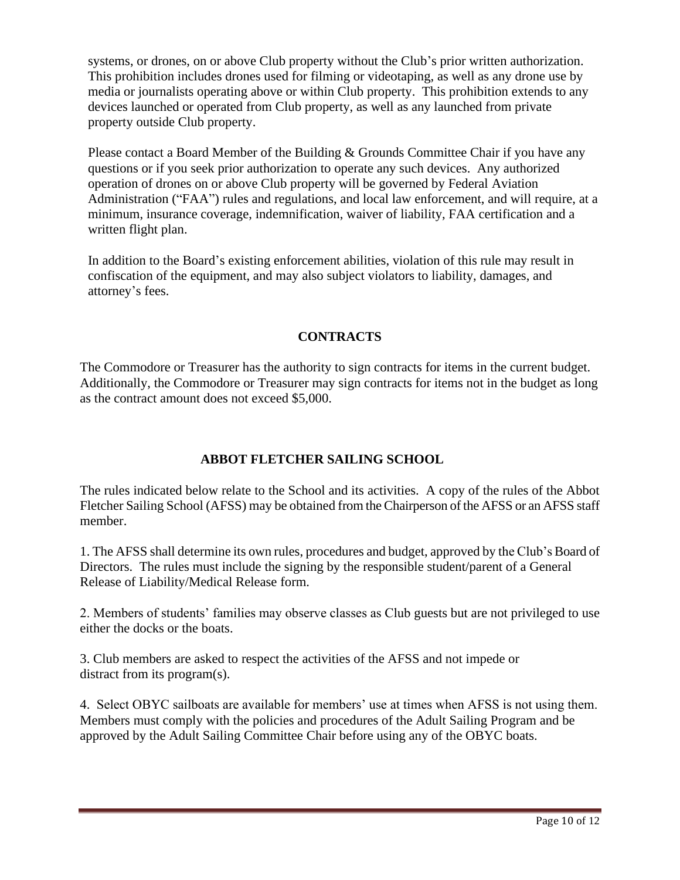systems, or drones, on or above Club property without the Club's prior written authorization. This prohibition includes drones used for filming or videotaping, as well as any drone use by media or journalists operating above or within Club property. This prohibition extends to any devices launched or operated from Club property, as well as any launched from private property outside Club property.

Please contact a Board Member of the Building & Grounds Committee Chair if you have any questions or if you seek prior authorization to operate any such devices. Any authorized operation of drones on or above Club property will be governed by Federal Aviation Administration ("FAA") rules and regulations, and local law enforcement, and will require, at a minimum, insurance coverage, indemnification, waiver of liability, FAA certification and a written flight plan.

In addition to the Board's existing enforcement abilities, violation of this rule may result in confiscation of the equipment, and may also subject violators to liability, damages, and attorney's fees.

## CONTRACTS

The Commodore or Treasurer has the authority to sign contracts for items in the current budget. Additionally, the Commodore or Treasurer may sign contracts for items not in the budget as long as the contract amount does not exceed $5,000.

## ABBOT FLETCHER SAILING SCHOOL

The rules indicated below relate to the School and its activities. A copy of the rules of the Abbot Fletcher Sailing School (AFSS) may be obtained from the Chairperson of the AFSS or an AFSS staff member.

1. The AFSS shall determine its own rules, procedures and budget, approved by the Club's Board of Directors. The rules must include the signing by the responsible student/parent of a General Release of Liability/Medical Release form.

2. Members of students' families may observe classes as Club guests but are not privileged to use either the docks or the boats.

3. Club members are asked to respect the activities of the AFSS and not impede or distract from its program(s).

4. Select OBYC sailboats are available for members' use at times when AFSS is not using them. Members must comply with the policies and procedures of the Adult Sailing Program and be approved by the Adult Sailing Committee Chair before using any of the OBYC boats.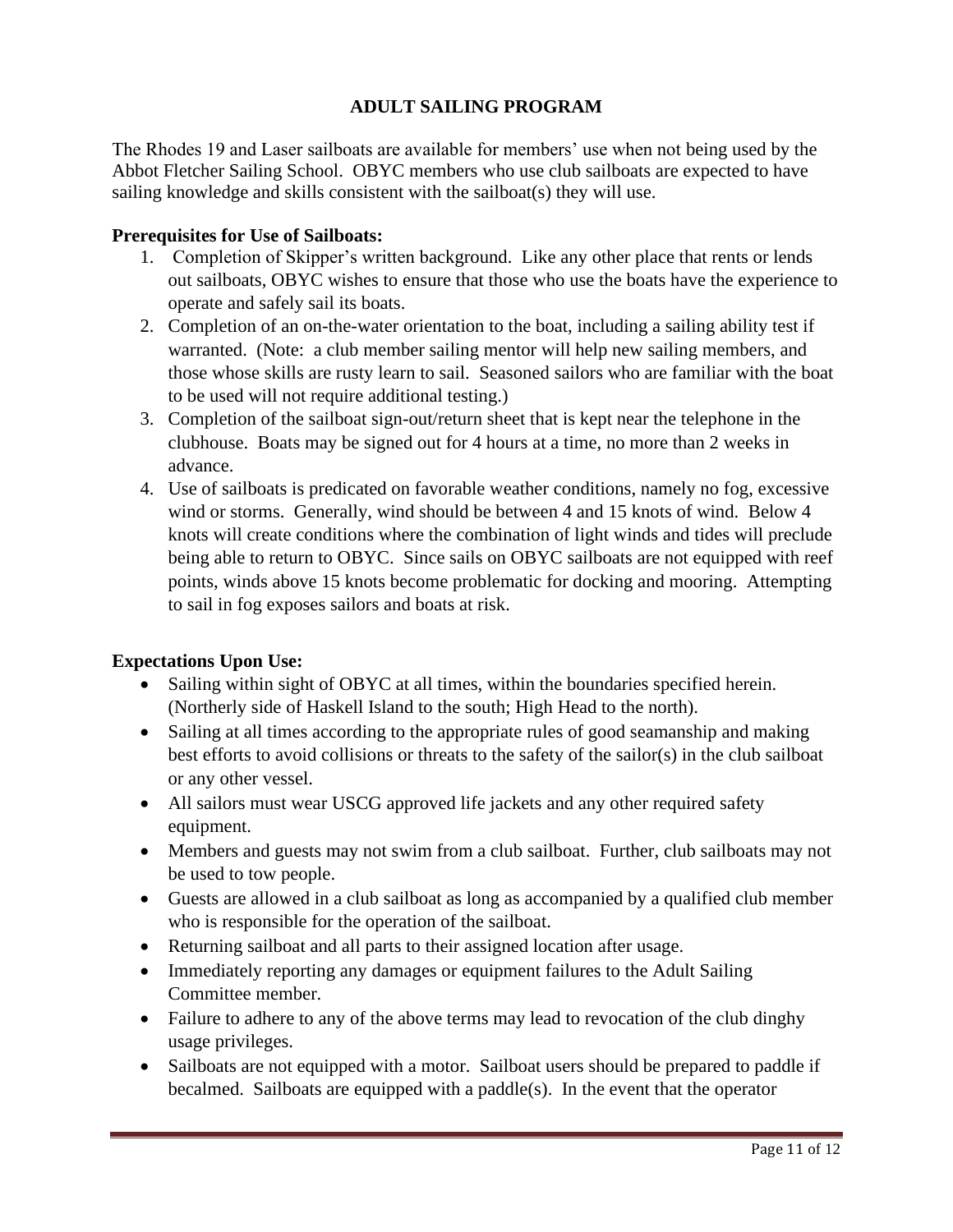## ADULT SAILING PROGRAM

The Rhodes 19 and Laser sailboats are available for members' use when not being used by the Abbot Fletcher Sailing School. OBYC members who use club sailboats are expected to have sailing knowledge and skills consistent with the sailboat(s) they will use.

**Prerequisites for Use of Sailboats:**

1. Completion of Skipper's written background. Like any other place that rents or lends out sailboats, OBYC wishes to ensure that those who use the boats have the experience to operate and safely sail its boats.
2. Completion of an on-the-water orientation to the boat, including a sailing ability test if warranted. (Note: a club member sailing mentor will help new sailing members, and those whose skills are rusty learn to sail. Seasoned sailors who are familiar with the boat to be used will not require additional testing.)
3. Completion of the sailboat sign-out/return sheet that is kept near the telephone in the clubhouse. Boats may be signed out for 4 hours at a time, no more than 2 weeks in advance.
4. Use of sailboats is predicated on favorable weather conditions, namely no fog, excessive wind or storms. Generally, wind should be between 4 and 15 knots of wind. Below 4 knots will create conditions where the combination of light winds and tides will preclude being able to return to OBYC. Since sails on OBYC sailboats are not equipped with reef points, winds above 15 knots become problematic for docking and mooring. Attempting to sail in fog exposes sailors and boats at risk.

**Expectations Upon Use:**

- Sailing within sight of OBYC at all times, within the boundaries specified herein. (Northerly side of Haskell Island to the south; High Head to the north).
- Sailing at all times according to the appropriate rules of good seamanship and making best efforts to avoid collisions or threats to the safety of the sailor(s) in the club sailboat or any other vessel.
- All sailors must wear USCG approved life jackets and any other required safety equipment.
- Members and guests may not swim from a club sailboat. Further, club sailboats may not be used to tow people.
- Guests are allowed in a club sailboat as long as accompanied by a qualified club member who is responsible for the operation of the sailboat.
- Returning sailboat and all parts to their assigned location after usage.
- Immediately reporting any damages or equipment failures to the Adult Sailing Committee member.
- Failure to adhere to any of the above terms may lead to revocation of the club dinghy usage privileges.
- Sailboats are not equipped with a motor. Sailboat users should be prepared to paddle if becalmed. Sailboats are equipped with a paddle(s). In the event that the operator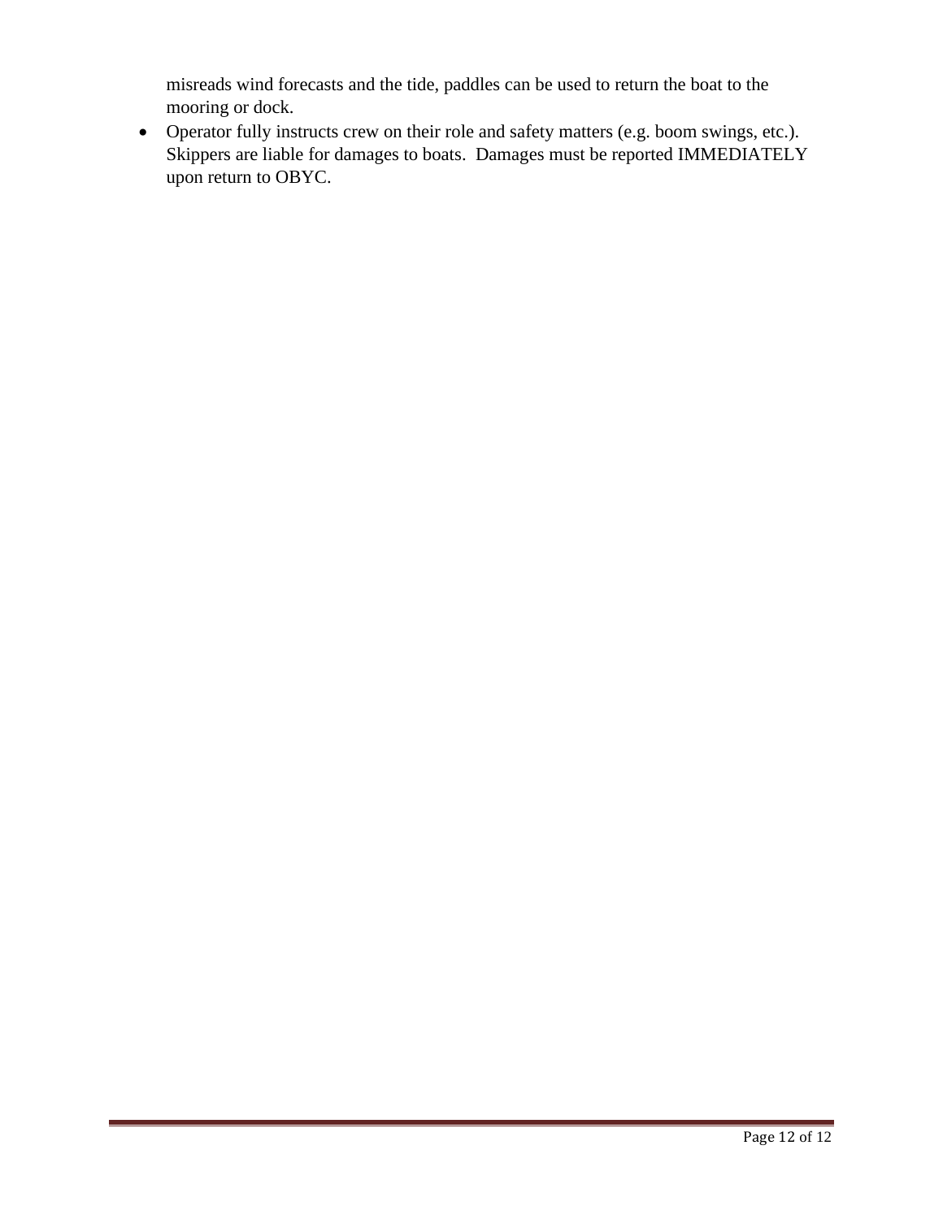misreads wind forecasts and the tide, paddles can be used to return the boat to the mooring or dock.

- Operator fully instructs crew on their role and safety matters (e.g. boom swings, etc.). Skippers are liable for damages to boats. Damages must be reported IMMEDIATELY upon return to OBYC.